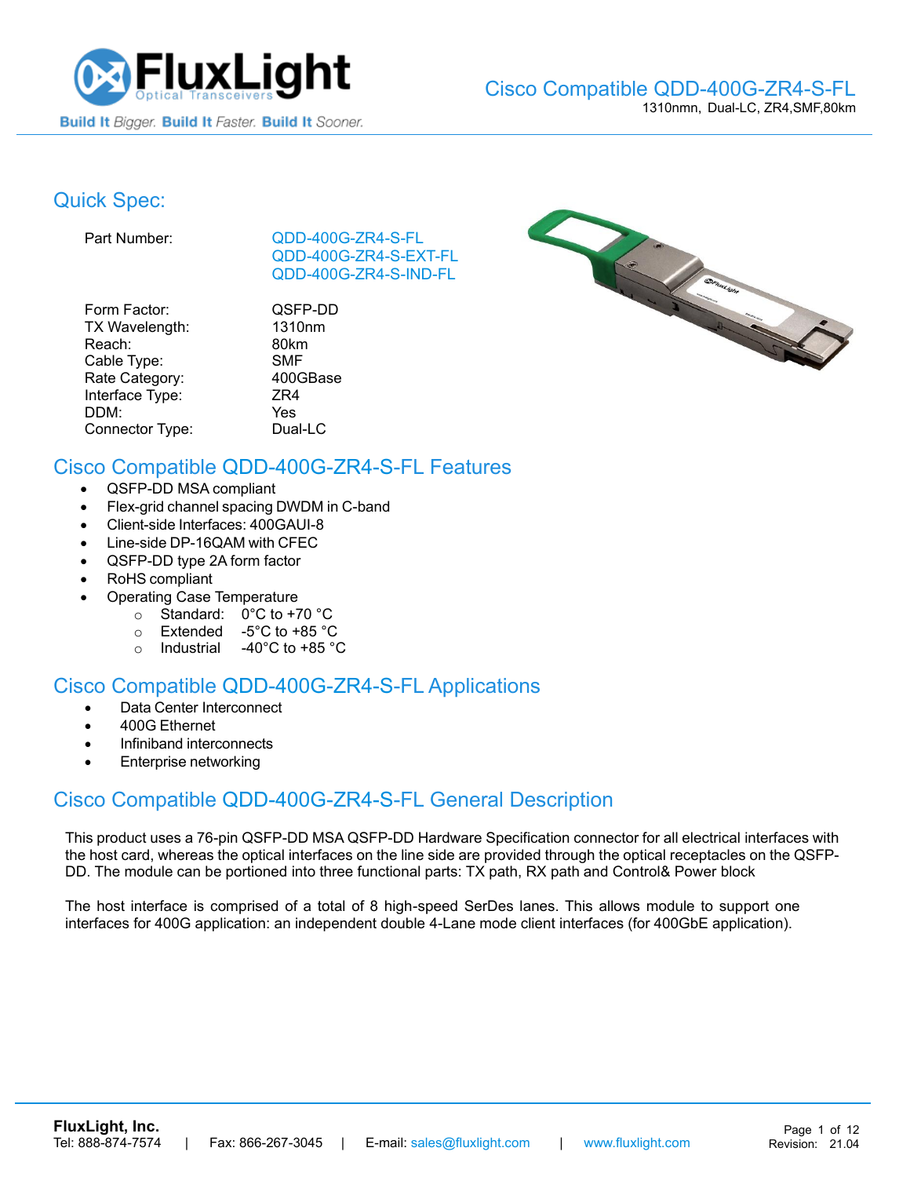# Cisco Compatible QDD-400G-ZR4-S-FL

1310nmn, Dual-LC, ZR4,SMF,80km

## Quick Spec:

| | |
|---|---|
| Part Number: | QDD-400G-ZR4-S-FL<br>QDD-400G-ZR4-S-EXT-FL<br>QDD-400G-ZR4-S-IND-FL |
| Form Factor: | QSFP-DD |
| TX Wavelength: | 1310nm |
| Reach: | 80km |
| Cable Type: | SMF |
| Rate Category: | 400GBase |
| Interface Type: | ZR4 |
| DDM: | Yes |
| Connector Type: | Dual-LC |

## Cisco Compatible QDD-400G-ZR4-S-FL Features

- QSFP-DD MSA compliant
- Flex-grid channel spacing DWDM in C-band
- Client-side Interfaces: 400GAUI-8
- Line-side DP-16QAM with CFEC
- QSFP-DD type 2A form factor
- RoHS compliant
- Operating Case Temperature
  - Standard: 0°C to +70 °C
  - Extended -5°C to +85 °C
  - Industrial -40°C to +85 °C

## Cisco Compatible QDD-400G-ZR4-S-FL Applications

- Data Center Interconnect
- 400G Ethernet
- Infiniband interconnects
- Enterprise networking

## Cisco Compatible QDD-400G-ZR4-S-FL General Description

This product uses a 76-pin QSFP-DD MSA QSFP-DD Hardware Specification connector for all electrical interfaces with the host card, whereas the optical interfaces on the line side are provided through the optical receptacles on the QSFP-DD. The module can be portioned into three functional parts: TX path, RX path and Control& Power block

The host interface is comprised of a total of 8 high-speed SerDes lanes. This allows module to support one interfaces for 400G application: an independent double 4-Lane mode client interfaces (for 400GbE application).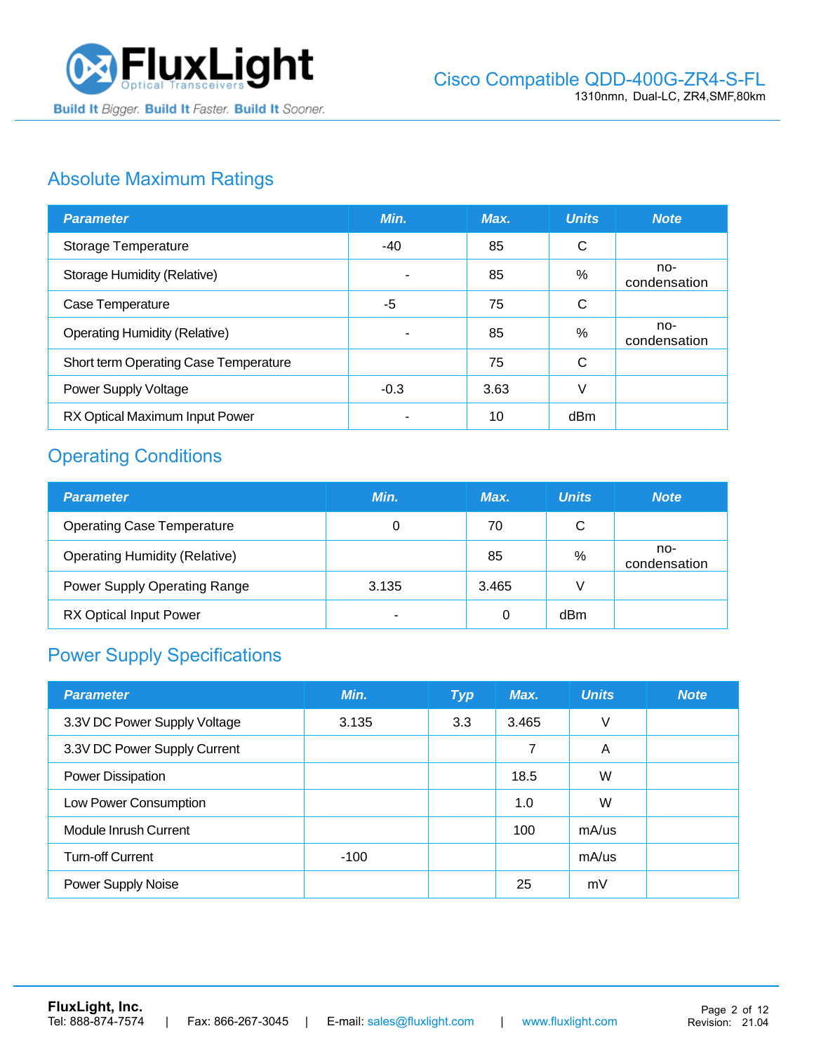## Absolute Maximum Ratings

| Parameter | Min. | Max. | Units | Note |
|---|---|---|---|---|
| Storage Temperature | -40 | 85 | C | |
| Storage Humidity (Relative) | - | 85 | % | no-condensation |
| Case Temperature | -5 | 75 | C | |
| Operating Humidity (Relative) | - | 85 | % | no-condensation |
| Short term Operating Case Temperature | | 75 | C | |
| Power Supply Voltage | -0.3 | 3.63 | V | |
| RX Optical Maximum Input Power | - | 10 | dBm | |

## Operating Conditions

| Parameter | Min. | Max. | Units | Note |
|---|---|---|---|---|
| Operating Case Temperature | 0 | 70 | C | |
| Operating Humidity (Relative) | | 85 | % | no-condensation |
| Power Supply Operating Range | 3.135 | 3.465 | V | |
| RX Optical Input Power | - | 0 | dBm | |

## Power Supply Specifications

| Parameter | Min. | Typ | Max. | Units | Note |
|---|---|---|---|---|---|
| 3.3V DC Power Supply Voltage | 3.135 | 3.3 | 3.465 | V | |
| 3.3V DC Power Supply Current | | | 7 | A | |
| Power Dissipation | | | 18.5 | W | |
| Low Power Consumption | | | 1.0 | W | |
| Module Inrush Current | | | 100 | mA/us | |
| Turn-off Current | -100 | | | mA/us | |
| Power Supply Noise | | | 25 | mV | |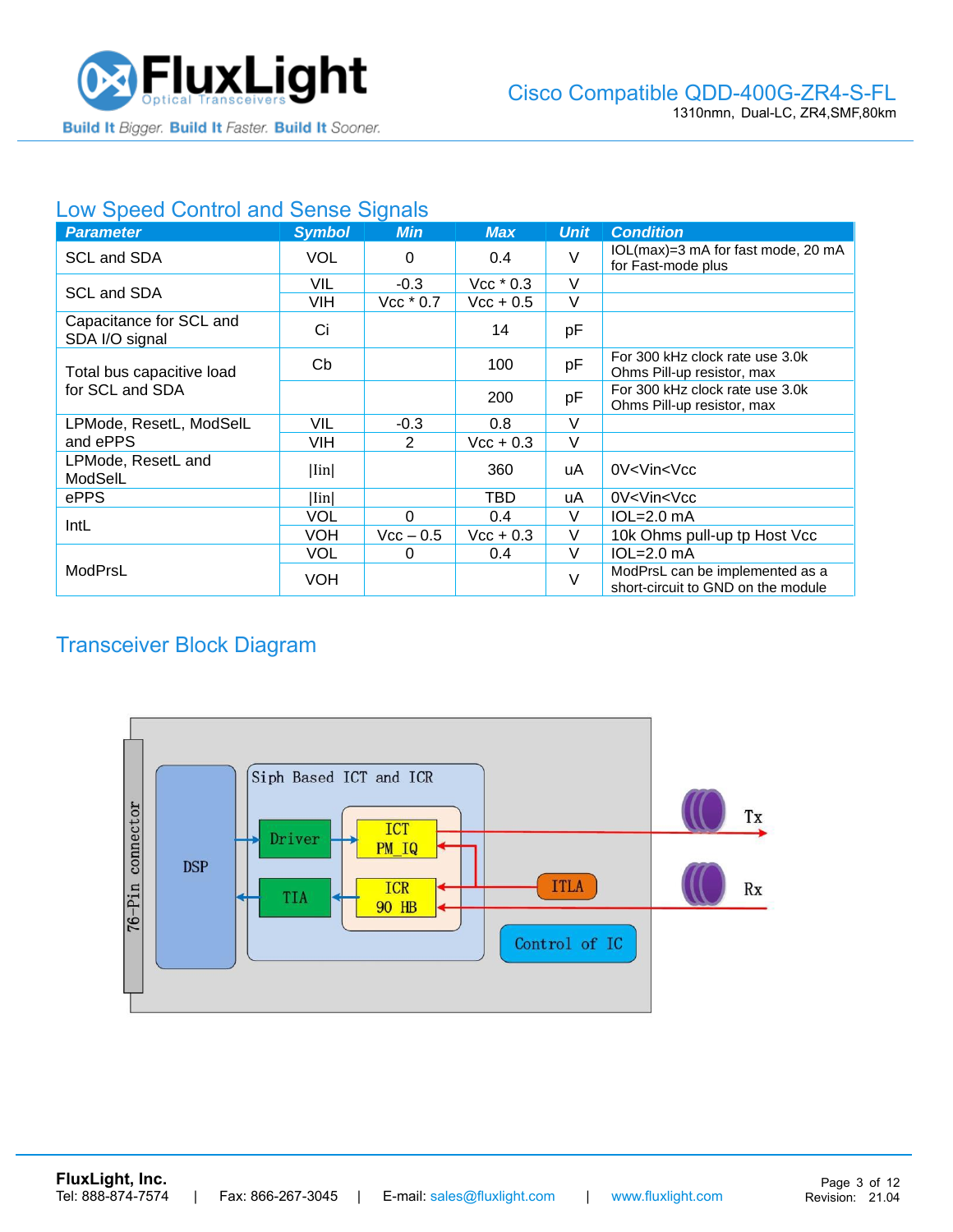## Low Speed Control and Sense Signals

| Parameter | Symbol | Min | Max | Unit | Condition |
|---|---|---|---|---|---|
| SCL and SDA | VOL | 0 | 0.4 | V | IOL(max)=3 mA for fast mode, 20 mA for Fast-mode plus |
| SCL and SDA | VIL | -0.3 | Vcc * 0.3 | V | |
| | VIH | Vcc * 0.7 | Vcc + 0.5 | V | |
| Capacitance for SCL and SDA I/O signal | Ci | | 14 | pF | |
| Total bus capacitive load for SCL and SDA | Cb | | 100 | pF | For 300 kHz clock rate use 3.0k Ohms Pill-up resistor, max |
| | | | 200 | pF | For 300 kHz clock rate use 3.0k Ohms Pill-up resistor, max |
| LPMode, ResetL, ModSelL and ePPS | VIL | -0.3 | 0.8 | V | |
| | VIH | 2 | Vcc + 0.3 | V | |
| LPMode, ResetL and ModSelL | \|Iin\| | | 360 | uA | 0V<Vin<Vcc |
| ePPS | \|Iin\| | | TBD | uA | 0V<Vin<Vcc |
| IntL | VOL | 0 | 0.4 | V | IOL=2.0 mA |
| | VOH | Vcc – 0.5 | Vcc + 0.3 | V | 10k Ohms pull-up tp Host Vcc |
| ModPrsL | VOL | 0 | 0.4 | V | IOL=2.0 mA |
| | VOH | | | V | ModPrsL can be implemented as a short-circuit to GND on the module |

## Transceiver Block Diagram

76-Pin connector | DSP | Siph Based ICT and ICR | Driver | TIA | ICT PM_IQ | ICR 90 HB | ITLA | Control of IC | Tx | Rx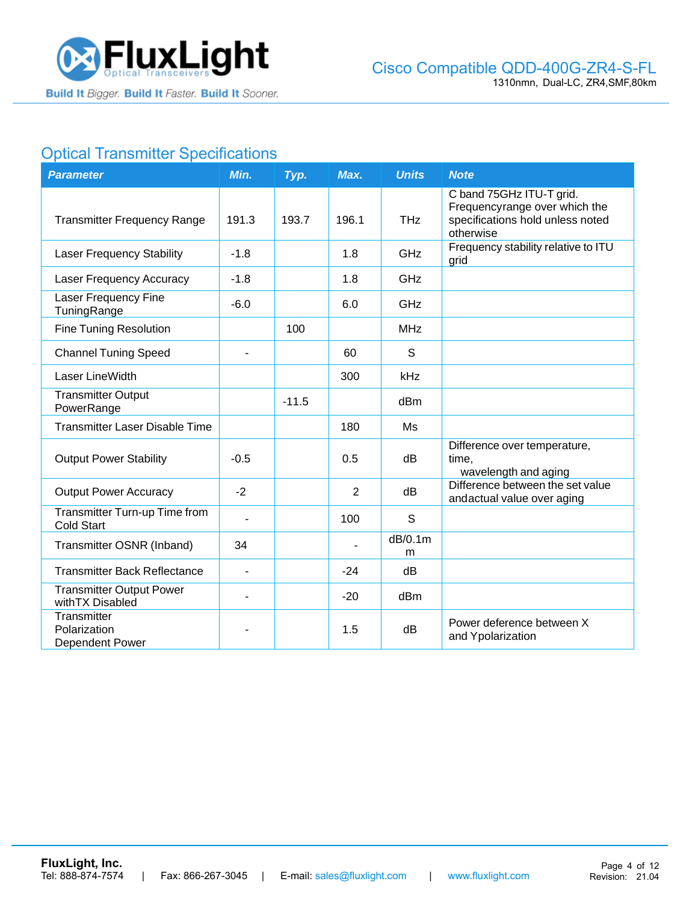## Optical Transmitter Specifications

| Parameter | Min. | Typ. | Max. | Units | Note |
|---|---|---|---|---|---|
| Transmitter Frequency Range | 191.3 | 193.7 | 196.1 | THz | C band 75GHz ITU-T grid. Frequencyrange over which the specifications hold unless noted otherwise |
| Laser Frequency Stability | -1.8 | | 1.8 | GHz | Frequency stability relative to ITU grid |
| Laser Frequency Accuracy | -1.8 | | 1.8 | GHz | |
| Laser Frequency Fine TuningRange | -6.0 | | 6.0 | GHz | |
| Fine Tuning Resolution | | 100 | | MHz | |
| Channel Tuning Speed | - | | 60 | S | |
| Laser LineWidth | | | 300 | kHz | |
| Transmitter Output PowerRange | | -11.5 | | dBm | |
| Transmitter Laser Disable Time | | | 180 | Ms | |
| Output Power Stability | -0.5 | | 0.5 | dB | Difference over temperature, time, wavelength and aging |
| Output Power Accuracy | -2 | | 2 | dB | Difference between the set value andactual value over aging |
| Transmitter Turn-up Time from Cold Start | - | | 100 | S | |
| Transmitter OSNR (Inband) | 34 | | - | dB/0.1mm | |
| Transmitter Back Reflectance | - | | -24 | dB | |
| Transmitter Output Power withTX Disabled | - | | -20 | dBm | |
| Transmitter Polarization Dependent Power | - | | 1.5 | dB | Power deference between X and Ypolarization |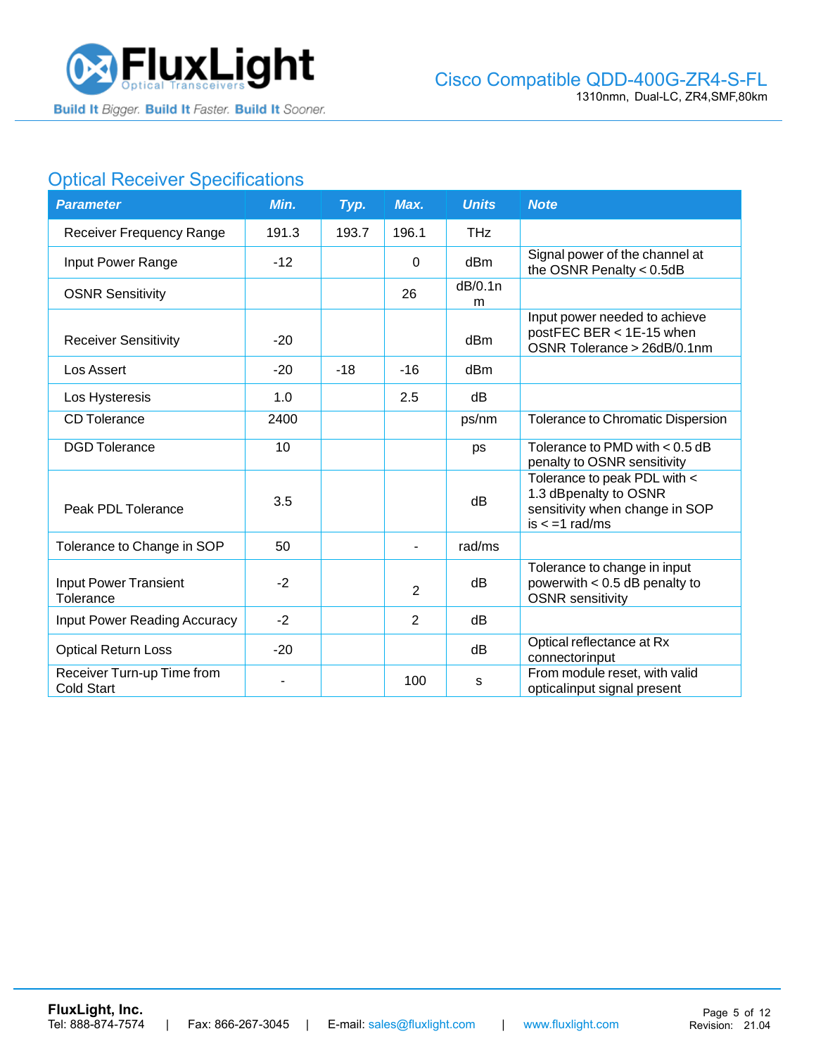## Optical Receiver Specifications

| Parameter | Min. | Typ. | Max. | Units | Note |
|---|---|---|---|---|---|
| Receiver Frequency Range | 191.3 | 193.7 | 196.1 | THz | |
| Input Power Range | -12 | | 0 | dBm | Signal power of the channel at the OSNR Penalty < 0.5dB |
| OSNR Sensitivity | | | 26 | dB/0.1nm | |
| Receiver Sensitivity | -20 | | | dBm | Input power needed to achieve postFEC BER < 1E-15 when OSNR Tolerance > 26dB/0.1nm |
| Los Assert | -20 | -18 | -16 | dBm | |
| Los Hysteresis | 1.0 | | 2.5 | dB | |
| CD Tolerance | 2400 | | | ps/nm | Tolerance to Chromatic Dispersion |
| DGD Tolerance | 10 | | | ps | Tolerance to PMD with < 0.5 dB penalty to OSNR sensitivity |
| Peak PDL Tolerance | 3.5 | | | dB | Tolerance to peak PDL with < 1.3 dBpenalty to OSNR sensitivity when change in SOP is < =1 rad/ms |
| Tolerance to Change in SOP | 50 | | - | rad/ms | |
| Input Power Transient Tolerance | -2 | | 2 | dB | Tolerance to change in input powerwith < 0.5 dB penalty to OSNR sensitivity |
| Input Power Reading Accuracy | -2 | | 2 | dB | |
| Optical Return Loss | -20 | | | dB | Optical reflectance at Rx connectorinput |
| Receiver Turn-up Time from Cold Start | - | | 100 | s | From module reset, with valid opticalinput signal present |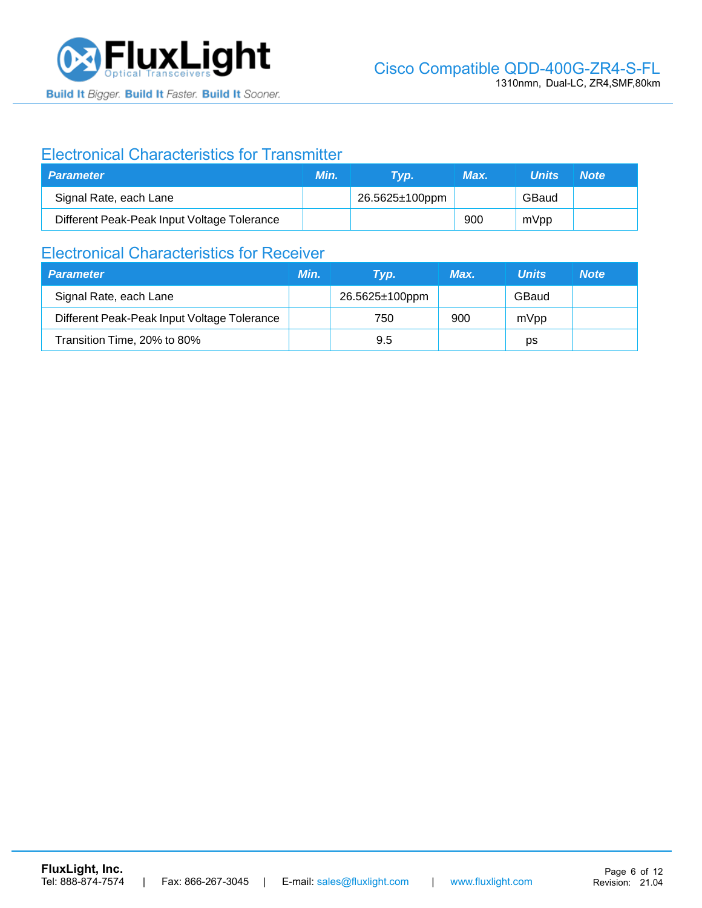## Electronical Characteristics for Transmitter

| Parameter | Min. | Typ. | Max. | Units | Note |
|---|---|---|---|---|---|
| Signal Rate, each Lane | | 26.5625±100ppm | | GBaud | |
| Different Peak-Peak Input Voltage Tolerance | | | 900 | mVpp | |

## Electronical Characteristics for Receiver

| Parameter | Min. | Typ. | Max. | Units | Note |
|---|---|---|---|---|---|
| Signal Rate, each Lane | | 26.5625±100ppm | | GBaud | |
| Different Peak-Peak Input Voltage Tolerance | | 750 | 900 | mVpp | |
| Transition Time, 20% to 80% | | 9.5 | | ps | |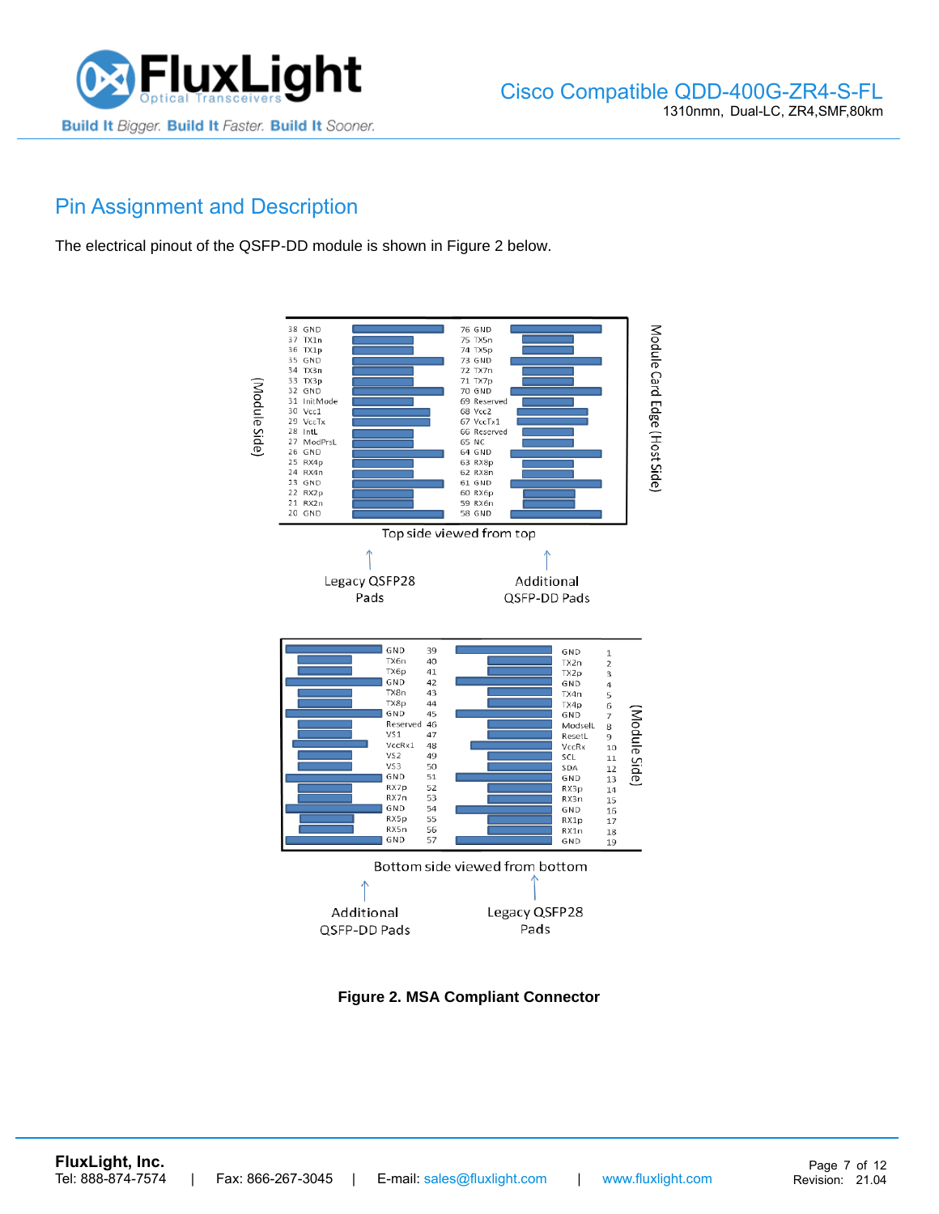## Pin Assignment and Description

The electrical pinout of the QSFP-DD module is shown in Figure 2 below.

| Pin | Top Side (Legacy QSFP28 Pads) | Pin | Top Side (Additional QSFP-DD Pads) |
|---|---|---|---|
| 38 | GND | 76 | GND |
| 37 | TX1n | 75 | TX5n |
| 36 | TX1p | 74 | TX5p |
| 35 | GND | 73 | GND |
| 34 | TX3n | 72 | TX7n |
| 33 | TX3p | 71 | TX7p |
| 32 | GND | 70 | GND |
| 31 | InitMode | 69 | Reserved |
| 30 | Vcc1 | 68 | Vcc2 |
| 29 | VccTx | 67 | VccTx1 |
| 28 | IntL | 66 | Reserved |
| 27 | ModPrsL | 65 | NC |
| 26 | GND | 64 | GND |
| 25 | RX4p | 63 | RX8p |
| 24 | RX4n | 62 | RX8n |
| 23 | GND | 61 | GND |
| 22 | RX2p | 60 | RX6p |
| 21 | RX2n | 59 | RX6n |
| 20 | GND | 58 | GND |

Top side viewed from top

| Pin | Bottom Side (Additional QSFP-DD Pads) | Pin | Bottom Side (Legacy QSFP28 Pads) |
|---|---|---|---|
| 39 | GND | 1 | GND |
| 40 | TX6n | 2 | TX2n |
| 41 | TX6p | 3 | TX2p |
| 42 | GND | 4 | GND |
| 43 | TX8n | 5 | TX4n |
| 44 | TX8p | 6 | TX4p |
| 45 | GND | 7 | GND |
| 46 | Reserved | 8 | ModselL |
| 47 | VS1 | 9 | ResetL |
| 48 | VccRx1 | 10 | VccRx |
| 49 | VS2 | 11 | SCL |
| 50 | VS3 | 12 | SDA |
| 51 | GND | 13 | GND |
| 52 | RX7p | 14 | RX3p |
| 53 | RX7n | 15 | RX3n |
| 54 | GND | 16 | GND |
| 55 | RX5p | 17 | RX1p |
| 56 | RX5n | 18 | RX1n |
| 57 | GND | 19 | GND |

Bottom side viewed from bottom

**Figure 2. MSA Compliant Connector**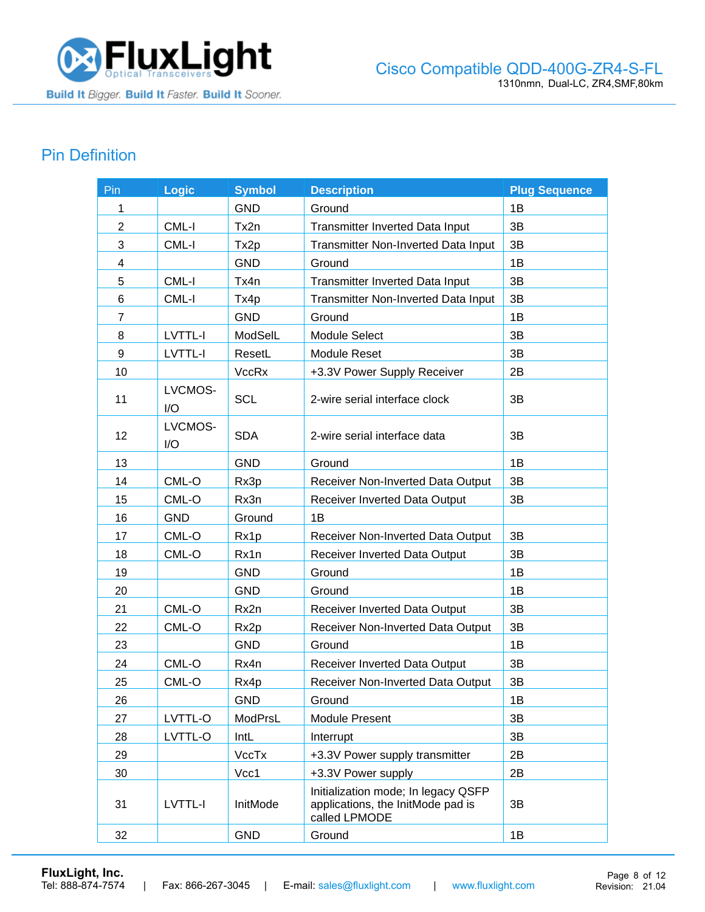## Pin Definition

| Pin | Logic | Symbol | Description | Plug Sequence |
|---|---|---|---|---|
| 1 | | GND | Ground | 1B |
| 2 | CML-I | Tx2n | Transmitter Inverted Data Input | 3B |
| 3 | CML-I | Tx2p | Transmitter Non-Inverted Data Input | 3B |
| 4 | | GND | Ground | 1B |
| 5 | CML-I | Tx4n | Transmitter Inverted Data Input | 3B |
| 6 | CML-I | Tx4p | Transmitter Non-Inverted Data Input | 3B |
| 7 | | GND | Ground | 1B |
| 8 | LVTTL-I | ModSelL | Module Select | 3B |
| 9 | LVTTL-I | ResetL | Module Reset | 3B |
| 10 | | VccRx | +3.3V Power Supply Receiver | 2B |
| 11 | LVCMOS-I/O | SCL | 2-wire serial interface clock | 3B |
| 12 | LVCMOS-I/O | SDA | 2-wire serial interface data | 3B |
| 13 | | GND | Ground | 1B |
| 14 | CML-O | Rx3p | Receiver Non-Inverted Data Output | 3B |
| 15 | CML-O | Rx3n | Receiver Inverted Data Output | 3B |
| 16 | GND | Ground | 1B | |
| 17 | CML-O | Rx1p | Receiver Non-Inverted Data Output | 3B |
| 18 | CML-O | Rx1n | Receiver Inverted Data Output | 3B |
| 19 | | GND | Ground | 1B |
| 20 | | GND | Ground | 1B |
| 21 | CML-O | Rx2n | Receiver Inverted Data Output | 3B |
| 22 | CML-O | Rx2p | Receiver Non-Inverted Data Output | 3B |
| 23 | | GND | Ground | 1B |
| 24 | CML-O | Rx4n | Receiver Inverted Data Output | 3B |
| 25 | CML-O | Rx4p | Receiver Non-Inverted Data Output | 3B |
| 26 | | GND | Ground | 1B |
| 27 | LVTTL-O | ModPrsL | Module Present | 3B |
| 28 | LVTTL-O | IntL | Interrupt | 3B |
| 29 | | VccTx | +3.3V Power supply transmitter | 2B |
| 30 | | Vcc1 | +3.3V Power supply | 2B |
| 31 | LVTTL-I | InitMode | Initialization mode; In legacy QSFP applications, the InitMode pad is called LPMODE | 3B |
| 32 | | GND | Ground | 1B |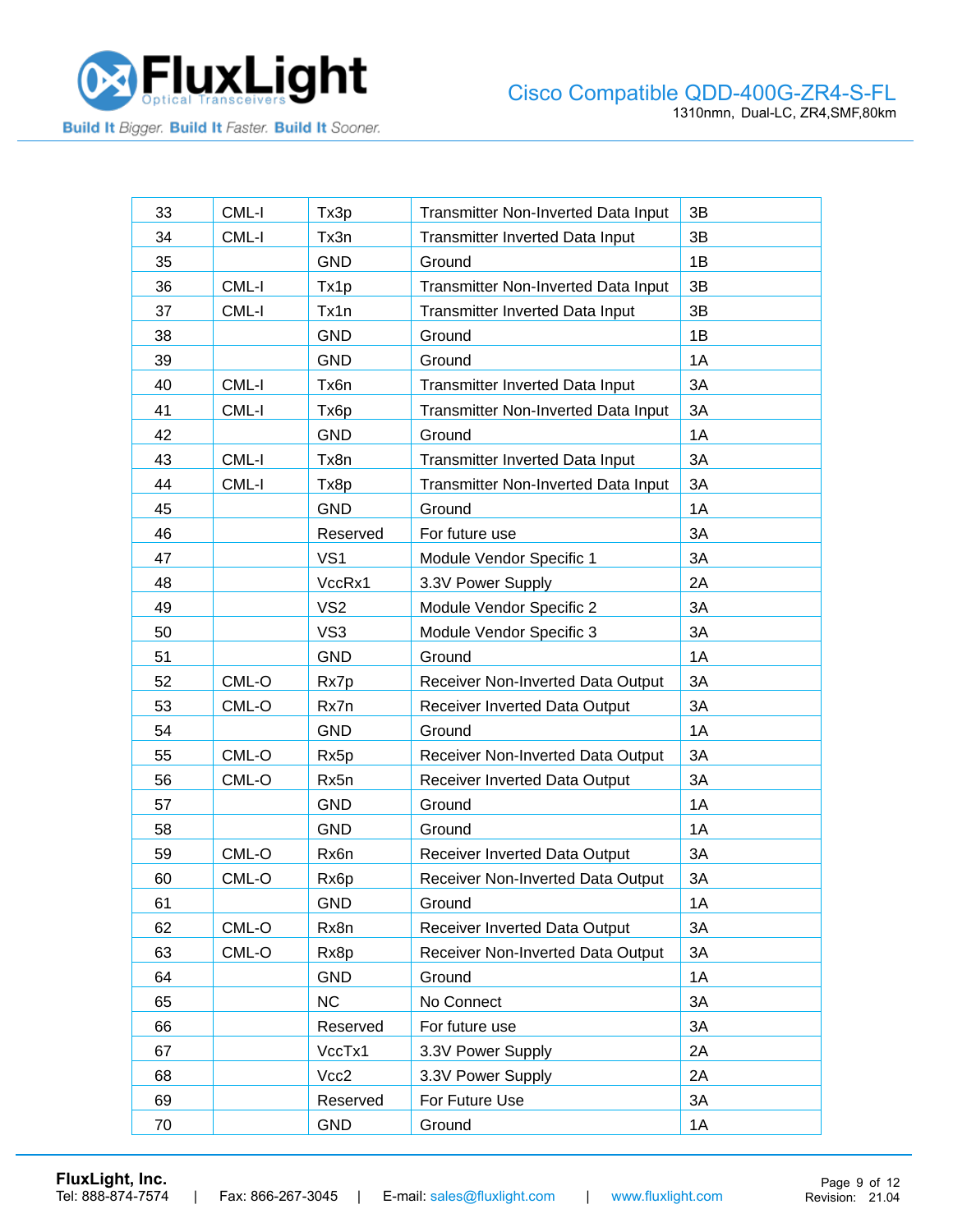| | | | | |
|---|---|---|---|---|
| 33 | CML-I | Tx3p | Transmitter Non-Inverted Data Input | 3B |
| 34 | CML-I | Tx3n | Transmitter Inverted Data Input | 3B |
| 35 | | GND | Ground | 1B |
| 36 | CML-I | Tx1p | Transmitter Non-Inverted Data Input | 3B |
| 37 | CML-I | Tx1n | Transmitter Inverted Data Input | 3B |
| 38 | | GND | Ground | 1B |
| 39 | | GND | Ground | 1A |
| 40 | CML-I | Tx6n | Transmitter Inverted Data Input | 3A |
| 41 | CML-I | Tx6p | Transmitter Non-Inverted Data Input | 3A |
| 42 | | GND | Ground | 1A |
| 43 | CML-I | Tx8n | Transmitter Inverted Data Input | 3A |
| 44 | CML-I | Tx8p | Transmitter Non-Inverted Data Input | 3A |
| 45 | | GND | Ground | 1A |
| 46 | | Reserved | For future use | 3A |
| 47 | | VS1 | Module Vendor Specific 1 | 3A |
| 48 | | VccRx1 | 3.3V Power Supply | 2A |
| 49 | | VS2 | Module Vendor Specific 2 | 3A |
| 50 | | VS3 | Module Vendor Specific 3 | 3A |
| 51 | | GND | Ground | 1A |
| 52 | CML-O | Rx7p | Receiver Non-Inverted Data Output | 3A |
| 53 | CML-O | Rx7n | Receiver Inverted Data Output | 3A |
| 54 | | GND | Ground | 1A |
| 55 | CML-O | Rx5p | Receiver Non-Inverted Data Output | 3A |
| 56 | CML-O | Rx5n | Receiver Inverted Data Output | 3A |
| 57 | | GND | Ground | 1A |
| 58 | | GND | Ground | 1A |
| 59 | CML-O | Rx6n | Receiver Inverted Data Output | 3A |
| 60 | CML-O | Rx6p | Receiver Non-Inverted Data Output | 3A |
| 61 | | GND | Ground | 1A |
| 62 | CML-O | Rx8n | Receiver Inverted Data Output | 3A |
| 63 | CML-O | Rx8p | Receiver Non-Inverted Data Output | 3A |
| 64 | | GND | Ground | 1A |
| 65 | | NC | No Connect | 3A |
| 66 | | Reserved | For future use | 3A |
| 67 | | VccTx1 | 3.3V Power Supply | 2A |
| 68 | | Vcc2 | 3.3V Power Supply | 2A |
| 69 | | Reserved | For Future Use | 3A |
| 70 | | GND | Ground | 1A |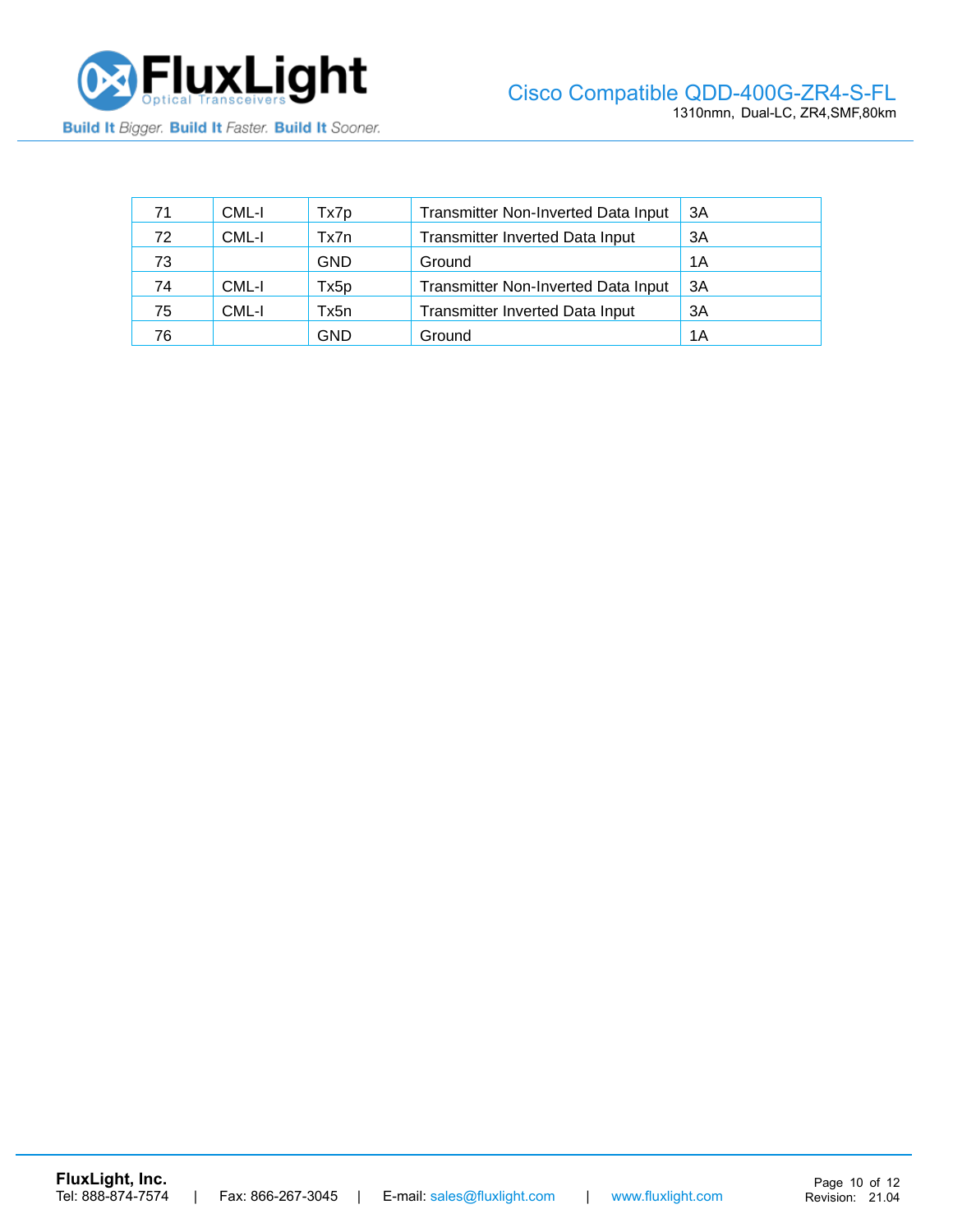| 71 | CML-I | Tx7p | Transmitter Non-Inverted Data Input | 3A |
|---|---|---|---|---|
| 72 | CML-I | Tx7n | Transmitter Inverted Data Input | 3A |
| 73 | | GND | Ground | 1A |
| 74 | CML-I | Tx5p | Transmitter Non-Inverted Data Input | 3A |
| 75 | CML-I | Tx5n | Transmitter Inverted Data Input | 3A |
| 76 | | GND | Ground | 1A |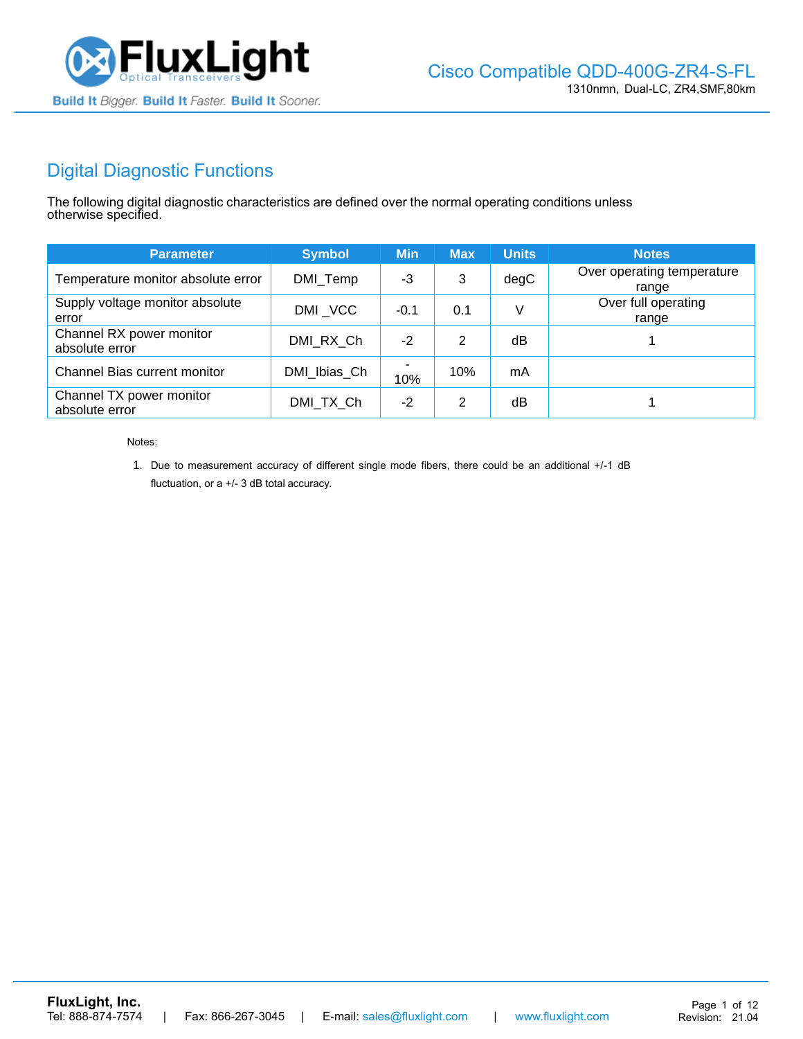## Digital Diagnostic Functions

The following digital diagnostic characteristics are defined over the normal operating conditions unless otherwise specified.

| Parameter | Symbol | Min | Max | Units | Notes |
|---|---|---|---|---|---|
| Temperature monitor absolute error | DMI_Temp | -3 | 3 | degC | Over operating temperature range |
| Supply voltage monitor absolute error | DMI _VCC | -0.1 | 0.1 | V | Over full operating range |
| Channel RX power monitor absolute error | DMI_RX_Ch | -2 | 2 | dB | 1 |
| Channel Bias current monitor | DMI_Ibias_Ch | -10% | 10% | mA | |
| Channel TX power monitor absolute error | DMI_TX_Ch | -2 | 2 | dB | 1 |

Notes:

1. Due to measurement accuracy of different single mode fibers, there could be an additional +/-1 dB fluctuation, or a +/- 3 dB total accuracy.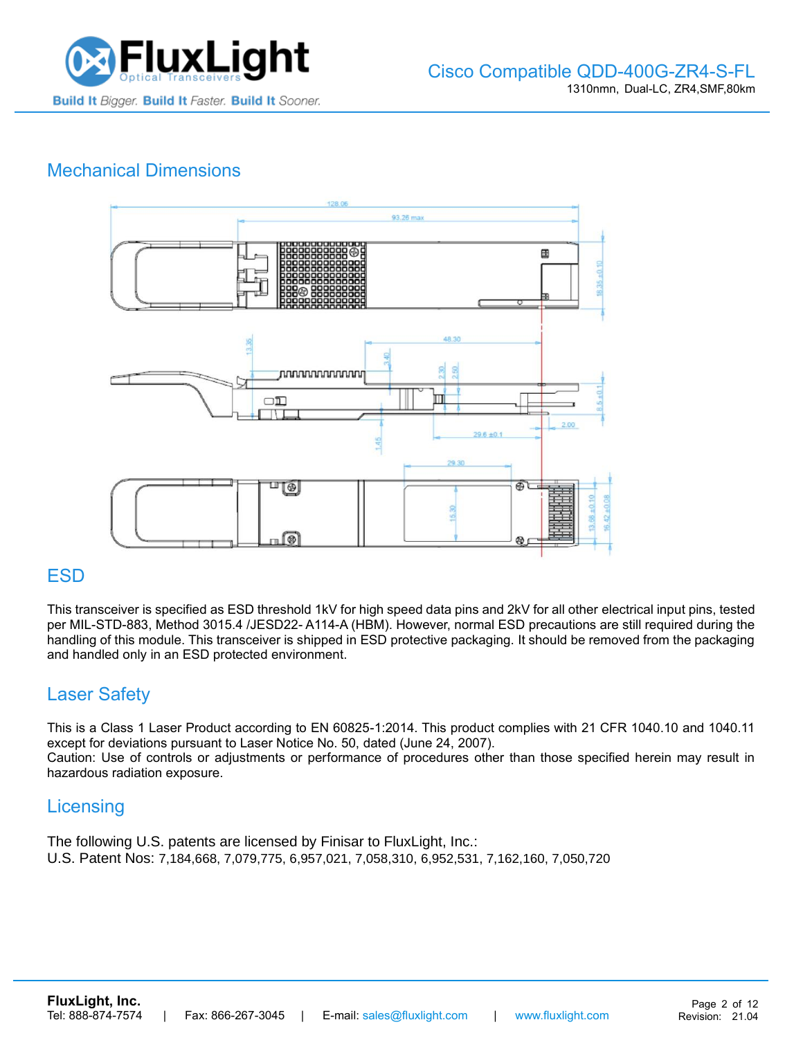## Mechanical Dimensions

128.06
93.26 max
18.35 ±0.10
13.35
48.30
3.40
2.30
2.50
8.5 ±0.1
2.00
29.6 ±0.1
1.45
29.30
15.30
13.86 ±0.10
16.42 ±0.08

## ESD

This transceiver is specified as ESD threshold 1kV for high speed data pins and 2kV for all other electrical input pins, tested per MIL-STD-883, Method 3015.4 /JESD22- A114-A (HBM). However, normal ESD precautions are still required during the handling of this module. This transceiver is shipped in ESD protective packaging. It should be removed from the packaging and handled only in an ESD protected environment.

## Laser Safety

This is a Class 1 Laser Product according to EN 60825-1:2014. This product complies with 21 CFR 1040.10 and 1040.11 except for deviations pursuant to Laser Notice No. 50, dated (June 24, 2007).
Caution: Use of controls or adjustments or performance of procedures other than those specified herein may result in hazardous radiation exposure.

## Licensing

The following U.S. patents are licensed by Finisar to FluxLight, Inc.:
U.S. Patent Nos: 7,184,668, 7,079,775, 6,957,021, 7,058,310, 6,952,531, 7,162,160, 7,050,720